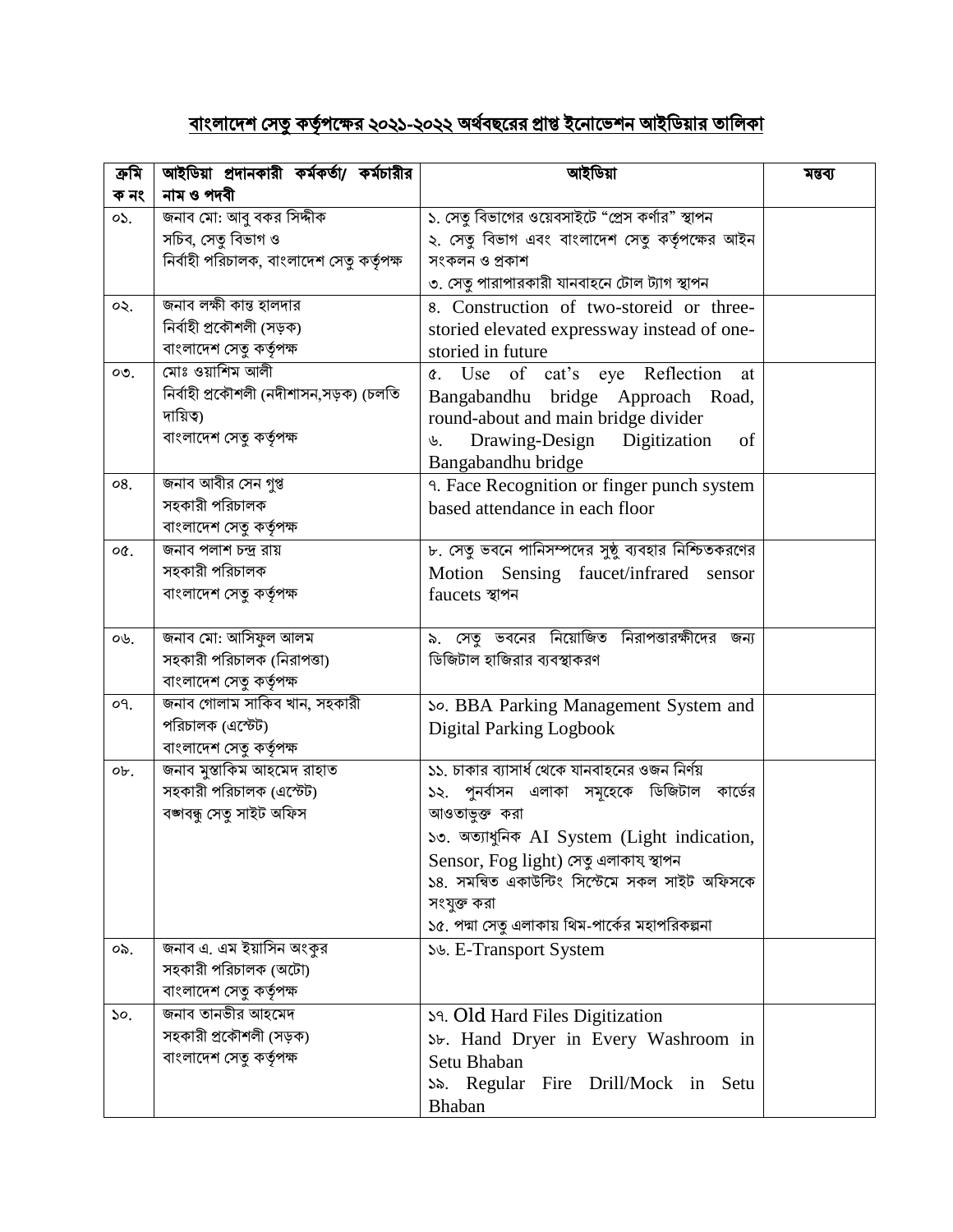## বাংলাদেশ সেতু কর্তৃপক্ষের ২০২১-২০২২ অর্থবছরের প্রাপ্ত ইনোভেশন আইডিয়ার তালিকা

| ক্রমিক নং | আইডিয়া প্রদানকারী কর্মকর্তা/ কর্মচারীর নাম ও পদবী | আইডিয়া | মন্তব্য |
|---|---|---|---|
| ০১. | জনাব মো: আবু বকর সিদ্দীক<br>সচিব, সেতু বিভাগ ও<br>নির্বাহী পরিচালক, বাংলাদেশ সেতু কর্তৃপক্ষ | ১. সেতু বিভাগের ওয়েবসাইটে "প্রেস কর্ণার" স্থাপন<br>২. সেতু বিভাগ এবং বাংলাদেশ সেতু কর্তৃপক্ষের আইন সংকলন ও প্রকাশ<br>৩. সেতু পারাপারকারী যানবাহনে টোল ট্যাগ স্থাপন | |
| ০২. | জনাব লক্ষী কান্ত হালদার<br>নির্বাহী প্রকৌশলী (সড়ক)<br>বাংলাদেশ সেতু কর্তৃপক্ষ | ৪. Construction of two-storeid or three-storied elevated expressway instead of one-storied in future | |
| ০৩. | মোঃ ওয়াশিম আলী<br>নির্বাহী প্রকৌশলী (নদীশাসন,সড়ক) (চলতি দায়িত্ব)<br>বাংলাদেশ সেতু কর্তৃপক্ষ | ৫. Use of cat's eye Reflection at Bangabandhu bridge Approach Road, round-about and main bridge divider<br>৬. Drawing-Design Digitization of Bangabandhu bridge | |
| ০৪. | জনাব আবীর সেন গুপ্ত<br>সহকারী পরিচালক<br>বাংলাদেশ সেতু কর্তৃপক্ষ | ৭. Face Recognition or finger punch system based attendance in each floor | |
| ০৫. | জনাব পলাশ চন্দ্র রায়<br>সহকারী পরিচালক<br>বাংলাদেশ সেতু কর্তৃপক্ষ | ৮. সেতু ভবনে পানিসম্পদের সুষ্ঠু ব্যবহার নিশ্চিতকরণের Motion Sensing faucet/infrared sensor faucets স্থাপন | |
| ০৬. | জনাব মো: আসিফুল আলম<br>সহকারী পরিচালক (নিরাপত্তা)<br>বাংলাদেশ সেতু কর্তৃপক্ষ | ৯. সেতু ভবনের নিয়োজিত নিরাপত্তারক্ষীদের জন্য ডিজিটাল হাজিরার ব্যবস্থাকরণ | |
| ০৭. | জনাব গোলাম সাকিব খান, সহকারী পরিচালক (এস্টেট)<br>বাংলাদেশ সেতু কর্তৃপক্ষ | ১০. BBA Parking Management System and Digital Parking Logbook | |
| ০৮. | জনাব মুস্তাকিম আহমেদ রাহাত<br>সহকারী পরিচালক (এস্টেট)<br>বঙ্গবন্ধু সেতু সাইট অফিস | ১১. চাকার ব্যাসার্ধ থেকে যানবাহনের ওজন নির্ণয়<br>১২. পুনর্বাসন এলাকা সমূহেকে ডিজিটাল কার্ডের আওতাভুক্ত করা<br>১৩. অত্যাধুনিক AI System (Light indication, Sensor, Fog light) সেতু এলাকায় স্থাপন<br>১৪. সমন্বিত একাউন্টিং সিস্টেমে সকল সাইট অফিসকে সংযুক্ত করা<br>১৫. পদ্মা সেতু এলাকায় থিম-পার্কের মহাপরিকল্পনা | |
| ০৯. | জনাব এ. এম ইয়াসিন অংকুর<br>সহকারী পরিচালক (অটো)<br>বাংলাদেশ সেতু কর্তৃপক্ষ | ১৬. E-Transport System | |
| ১০. | জনাব তানভীর আহমেদ<br>সহকারী প্রকৌশলী (সড়ক)<br>বাংলাদেশ সেতু কর্তৃপক্ষ | ১৭. Old Hard Files Digitization<br>১৮. Hand Dryer in Every Washroom in Setu Bhaban<br>১৯. Regular Fire Drill/Mock in Setu Bhaban | |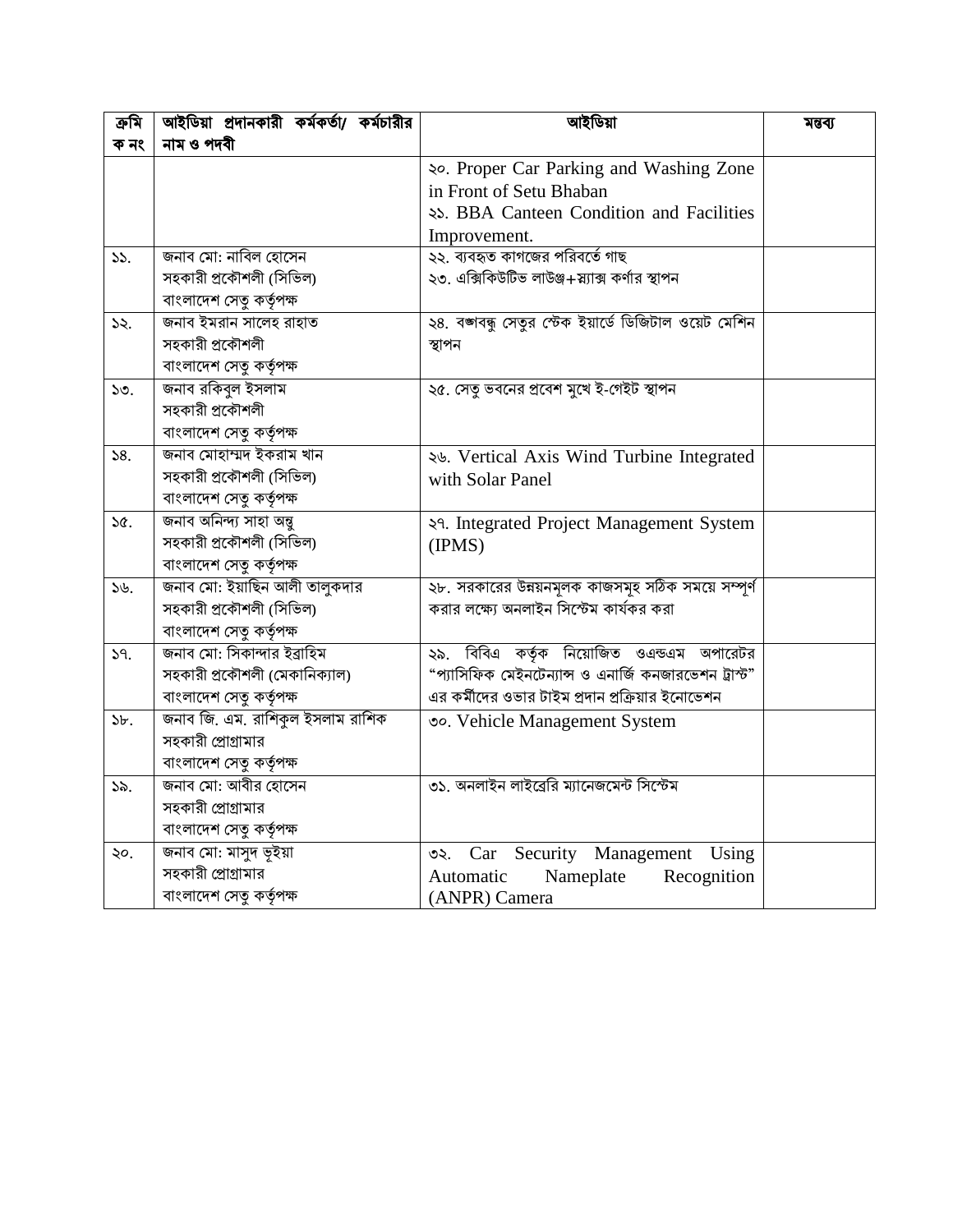| ক্রমিক নং | আইডিয়া প্রদানকারী কর্মকর্তা/ কর্মচারীর নাম ও পদবী | আইডিয়া | মন্তব্য |
|---|---|---|---|
| | | ২০. Proper Car Parking and Washing Zone in Front of Setu Bhaban<br>২১. BBA Canteen Condition and Facilities Improvement. | |
| ১১. | জনাব মো: নাবিল হোসেন<br>সহকারী প্রকৌশলী (সিভিল)<br>বাংলাদেশ সেতু কর্তৃপক্ষ | ২২. ব্যবহৃত কাগজের পরিবর্তে গাছ<br>২৩. এক্সিকিউটিভ লাউঞ্জ+স্ন্যাক্স কর্ণার স্থাপন | |
| ১২. | জনাব ইমরান সালেহ রাহাত<br>সহকারী প্রকৌশলী<br>বাংলাদেশ সেতু কর্তৃপক্ষ | ২৪. বঙ্গবন্ধু সেতুর স্টেক ইয়ার্ডে ডিজিটাল ওয়েট মেশিন স্থাপন | |
| ১৩. | জনাব রকিবুল ইসলাম<br>সহকারী প্রকৌশলী<br>বাংলাদেশ সেতু কর্তৃপক্ষ | ২৫. সেতু ভবনের প্রবেশ মুখে ই-গেইট স্থাপন | |
| ১৪. | জনাব মোহাম্মদ ইকরাম খান<br>সহকারী প্রকৌশলী (সিভিল)<br>বাংলাদেশ সেতু কর্তৃপক্ষ | ২৬. Vertical Axis Wind Turbine Integrated with Solar Panel | |
| ১৫. | জনাব অনিন্দ্য সাহা অন্তু<br>সহকারী প্রকৌশলী (সিভিল)<br>বাংলাদেশ সেতু কর্তৃপক্ষ | ২৭. Integrated Project Management System (IPMS) | |
| ১৬. | জনাব মো: ইয়াছিন আলী তালুকদার<br>সহকারী প্রকৌশলী (সিভিল)<br>বাংলাদেশ সেতু কর্তৃপক্ষ | ২৮. সরকারের উন্নয়নমূলক কাজসমূহ সঠিক সময়ে সম্পূর্ণ করার লক্ষ্যে অনলাইন সিস্টেম কার্যকর করা | |
| ১৭. | জনাব মো: সিকান্দার ইব্রাহিম<br>সহকারী প্রকৌশলী (মেকানিক্যাল)<br>বাংলাদেশ সেতু কর্তৃপক্ষ | ২৯. বিবিএ কর্তৃক নিয়োজিত ওএন্ডএম অপারেটর "প্যাসিফিক মেইনটেন্যান্স ও এনার্জি কনজারভেশন ট্রাস্ট" এর কর্মীদের ওভার টাইম প্রদান প্রক্রিয়ার ইনোভেশন | |
| ১৮. | জনাব জি. এম. রাশিকুল ইসলাম রাশিক<br>সহকারী প্রোগ্রামার<br>বাংলাদেশ সেতু কর্তৃপক্ষ | ৩০. Vehicle Management System | |
| ১৯. | জনাব মো: আবীর হোসেন<br>সহকারী প্রোগ্রামার<br>বাংলাদেশ সেতু কর্তৃপক্ষ | ৩১. অনলাইন লাইব্রেরি ম্যানেজমেন্ট সিস্টেম | |
| ২০. | জনাব মো: মাসুদ ভূইয়া<br>সহকারী প্রোগ্রামার<br>বাংলাদেশ সেতু কর্তৃপক্ষ | ৩২. Car Security Management Using Automatic Nameplate Recognition (ANPR) Camera | |